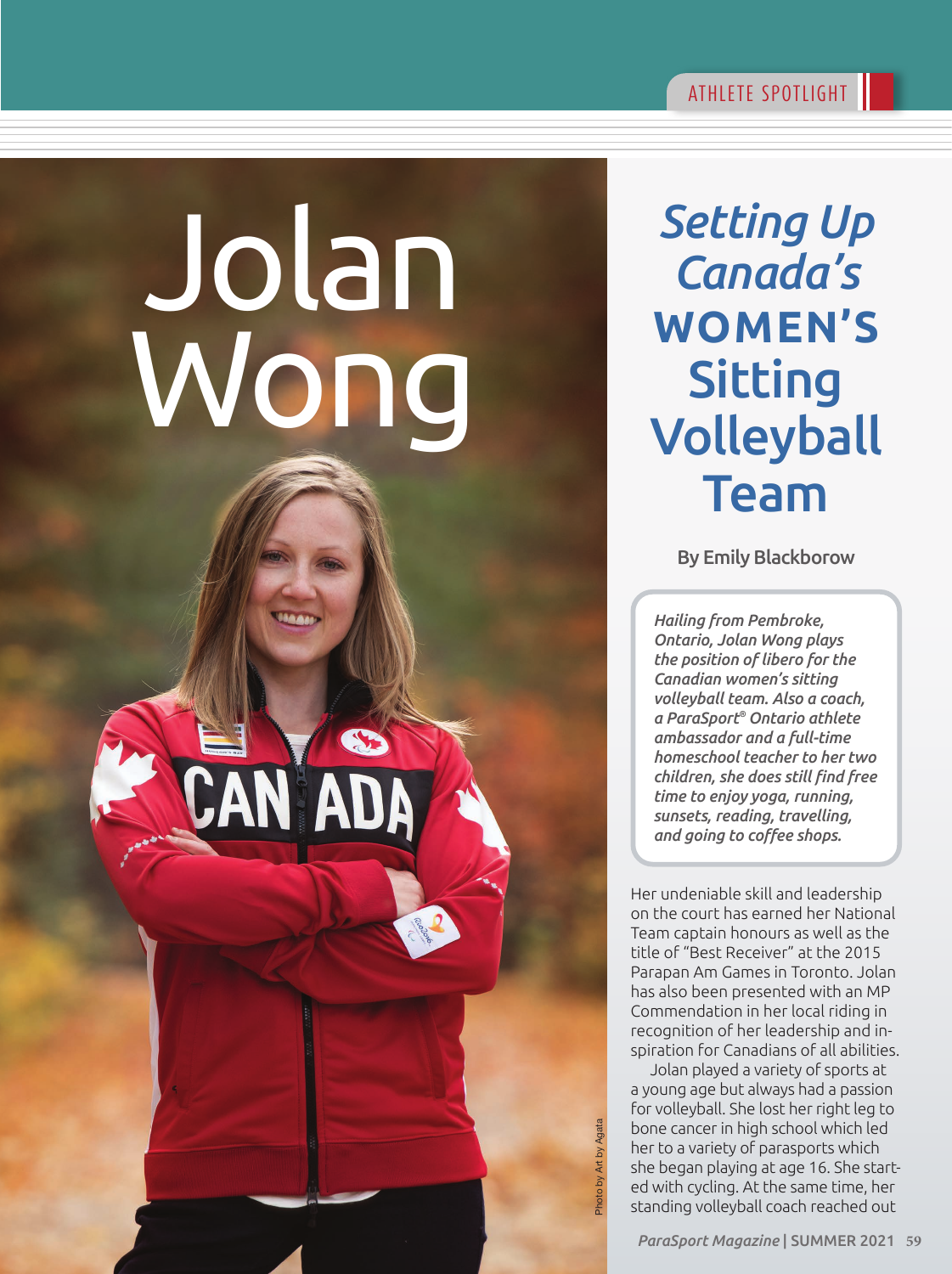ATHLETE SPOTLIGHT

# Jolan Wong

## *Setting Up Canada's* **WOMEN'S** Sitting Volleyball Team

By Emily Blackborow

*Hailing from Pembroke, Ontario, Jolan Wong plays the position of libero for the Canadian women's sitting volleyball team. Also a coach, a ParaSport® Ontario athlete ambassador and a full-time homeschool teacher to her two children, she does still find free time to enjoy yoga, running, sunsets, reading, travelling, and going to coffee shops.*

Her undeniable skill and leadership on the court has earned her National Team captain honours as well as the title of "Best Receiver" at the 2015 Parapan Am Games in Toronto. Jolan has also been presented with an MP Commendation in her local riding in recognition of her leadership and inspiration for Canadians of all abilities.

Jolan played a variety of sports at a young age but always had a passion for volleyball. She lost her right leg to bone cancer in high school which led her to a variety of parasports which she began playing at age 16. She started with cycling. At the same time, her standing volleyball coach reached out

Photo by Art by Agata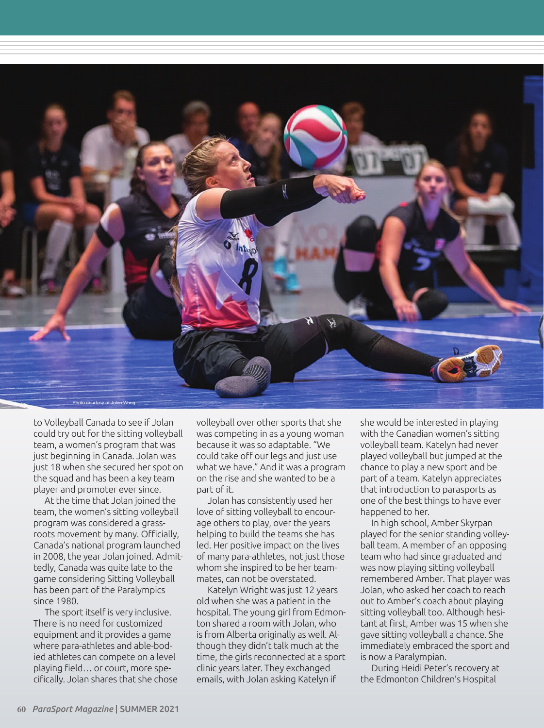Photo courtesy of Jolan Wong

to Volleyball Canada to see if Jolan could try out for the sitting volleyball team, a women's program that was just beginning in Canada. Jolan was just 18 when she secured her spot on the squad and has been a key team player and promoter ever since.

At the time that Jolan joined the team, the women's sitting volleyball program was considered a grassroots movement by many. Officially, Canada's national program launched in 2008, the year Jolan joined. Admittedly, Canada was quite late to the game considering Sitting Volleyball has been part of the Paralympics since 1980.

The sport itself is very inclusive. There is no need for customized equipment and it provides a game where para-athletes and able-bodied athletes can compete on a level playing field… or court, more specifically. Jolan shares that she chose volleyball over other sports that she was competing in as a young woman because it was so adaptable. "We could take off our legs and just use what we have." And it was a program on the rise and she wanted to be a part of it.

Jolan has consistently used her love of sitting volleyball to encourage others to play, over the years helping to build the teams she has led. Her positive impact on the lives of many para-athletes, not just those whom she inspired to be her teammates, can not be overstated.

Katelyn Wright was just 12 years old when she was a patient in the hospital. The young girl from Edmonton shared a room with Jolan, who is from Alberta originally as well. Although they didn't talk much at the time, the girls reconnected at a sport clinic years later. They exchanged emails, with Jolan asking Katelyn if she would be interested in playing with the Canadian women's sitting volleyball team. Katelyn had never played volleyball but jumped at the chance to play a new sport and be part of a team. Katelyn appreciates that introduction to parasports as one of the best things to have ever happened to her.

In high school, Amber Skyrpan played for the senior standing volleyball team. A member of an opposing team who had since graduated and was now playing sitting volleyball remembered Amber. That player was Jolan, who asked her coach to reach out to Amber's coach about playing sitting volleyball too. Although hesitant at first, Amber was 15 when she gave sitting volleyball a chance. She immediately embraced the sport and is now a Paralympian.

During Heidi Peter's recovery at the Edmonton Children's Hospital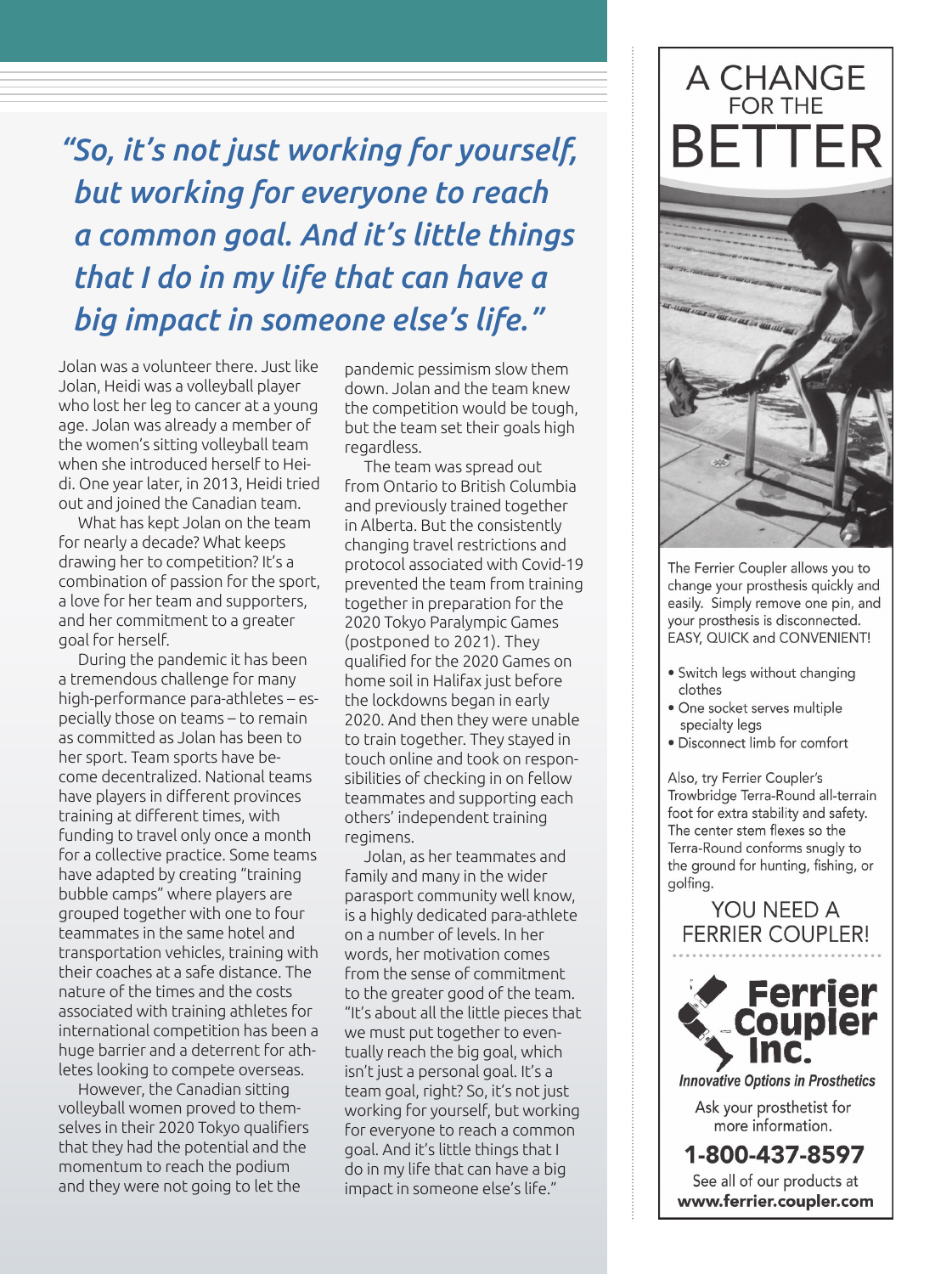*"So, it's not just working for yourself, but working for everyone to reach a common goal. And it's little things that I do in my life that can have a big impact in someone else's life."*

Jolan was a volunteer there. Just like Jolan, Heidi was a volleyball player who lost her leg to cancer at a young age. Jolan was already a member of the women's sitting volleyball team when she introduced herself to Heidi. One year later, in 2013, Heidi tried out and joined the Canadian team.

What has kept Jolan on the team for nearly a decade? What keeps drawing her to competition? It's a combination of passion for the sport, a love for her team and supporters, and her commitment to a greater goal for herself.

During the pandemic it has been a tremendous challenge for many high-performance para-athletes – especially those on teams – to remain as committed as Jolan has been to her sport. Team sports have become decentralized. National teams have players in different provinces training at different times, with funding to travel only once a month for a collective practice. Some teams have adapted by creating "training bubble camps" where players are grouped together with one to four teammates in the same hotel and transportation vehicles, training with their coaches at a safe distance. The nature of the times and the costs associated with training athletes for international competition has been a huge barrier and a deterrent for athletes looking to compete overseas.

However, the Canadian sitting volleyball women proved to themselves in their 2020 Tokyo qualifiers that they had the potential and the momentum to reach the podium and they were not going to let the pandemic pessimism slow them down. Jolan and the team knew the competition would be tough, but the team set their goals high regardless.

The team was spread out from Ontario to British Columbia and previously trained together in Alberta. But the consistently changing travel restrictions and protocol associated with Covid-19 prevented the team from training together in preparation for the 2020 Tokyo Paralympic Games (postponed to 2021). They qualified for the 2020 Games on home soil in Halifax just before the lockdowns began in early 2020. And then they were unable to train together. They stayed in touch online and took on responsibilities of checking in on fellow teammates and supporting each others' independent training regimens.

Jolan, as her teammates and family and many in the wider parasport community well know, is a highly dedicated para-athlete on a number of levels. In her words, her motivation comes from the sense of commitment to the greater good of the team. "It's about all the little pieces that we must put together to eventually reach the big goal, which isn't just a personal goal. It's a team goal, right? So, it's not just working for yourself, but working for everyone to reach a common goal. And it's little things that I do in my life that can have a big impact in someone else's life."

---

# A CHANGE FOR THE BETTER

The Ferrier Coupler allows you to change your prosthesis quickly and easily. Simply remove one pin, and your prosthesis is disconnected. EASY, QUICK and CONVENIENT!

- Switch legs without changing clothes
- One socket serves multiple specialty legs
- Disconnect limb for comfort

Also, try Ferrier Coupler's Trowbridge Terra-Round all-terrain foot for extra stability and safety. The center stem flexes so the Terra-Round conforms snugly to the ground for hunting, fishing, or golfing.

YOU NEED A FERRIER COUPLER!

**Ferrier Coupler Inc.**

***Innovative Options in Prosthetics***

Ask your prosthetist for more information.

**1-800-437-8597**

See all of our products at **www.ferrier.coupler.com**